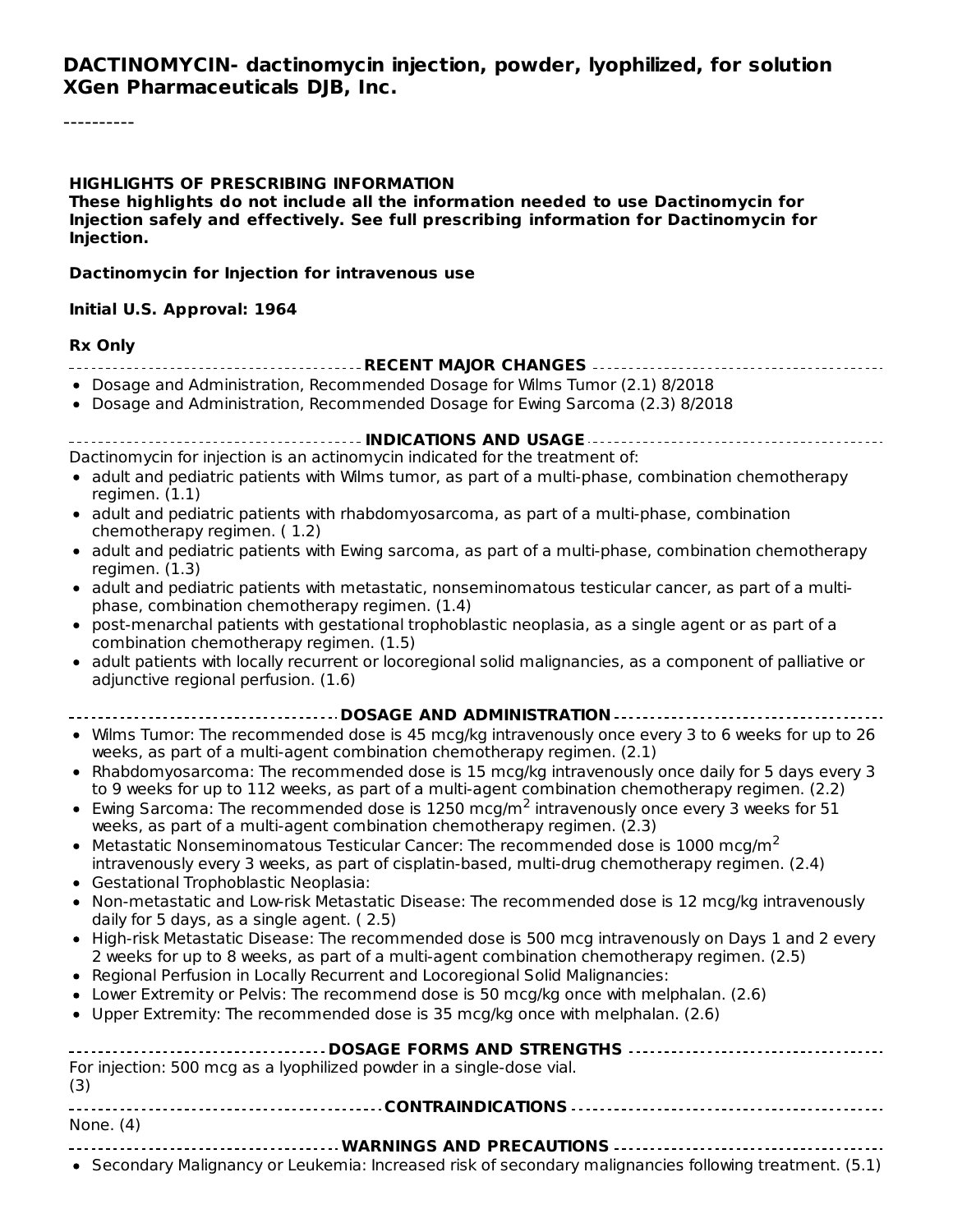# DACTINOMYCIN- dactinomycin injection, powder, lyophilized, for solution XGen Pharmaceuticals DJB, Inc.

----------

**HIGHLIGHTS OF PRESCRIBING INFORMATION**
**These highlights do not include all the information needed to use Dactinomycin for Injection safely and effectively. See full prescribing information for Dactinomycin for Injection.**

**Dactinomycin for Injection for intravenous use**

**Initial U.S. Approval: 1964**

**Rx Only**

## RECENT MAJOR CHANGES

- Dosage and Administration, Recommended Dosage for Wilms Tumor (2.1) 8/2018
- Dosage and Administration, Recommended Dosage for Ewing Sarcoma (2.3) 8/2018

## INDICATIONS AND USAGE

Dactinomycin for injection is an actinomycin indicated for the treatment of:

- adult and pediatric patients with Wilms tumor, as part of a multi-phase, combination chemotherapy regimen. (1.1)
- adult and pediatric patients with rhabdomyosarcoma, as part of a multi-phase, combination chemotherapy regimen. ( 1.2)
- adult and pediatric patients with Ewing sarcoma, as part of a multi-phase, combination chemotherapy regimen. (1.3)
- adult and pediatric patients with metastatic, nonseminomatous testicular cancer, as part of a multi-phase, combination chemotherapy regimen. (1.4)
- post-menarchal patients with gestational trophoblastic neoplasia, as a single agent or as part of a combination chemotherapy regimen. (1.5)
- adult patients with locally recurrent or locoregional solid malignancies, as a component of palliative or adjunctive regional perfusion. (1.6)

## DOSAGE AND ADMINISTRATION

- Wilms Tumor: The recommended dose is 45 mcg/kg intravenously once every 3 to 6 weeks for up to 26 weeks, as part of a multi-agent combination chemotherapy regimen. (2.1)
- Rhabdomyosarcoma: The recommended dose is 15 mcg/kg intravenously once daily for 5 days every 3 to 9 weeks for up to 112 weeks, as part of a multi-agent combination chemotherapy regimen. (2.2)
- Ewing Sarcoma: The recommended dose is 1250 mcg/m$^2$ intravenously once every 3 weeks for 51 weeks, as part of a multi-agent combination chemotherapy regimen. (2.3)
- Metastatic Nonseminomatous Testicular Cancer: The recommended dose is 1000 mcg/m$^2$ intravenously every 3 weeks, as part of cisplatin-based, multi-drug chemotherapy regimen. (2.4)
- Gestational Trophoblastic Neoplasia:
- Non-metastatic and Low-risk Metastatic Disease: The recommended dose is 12 mcg/kg intravenously daily for 5 days, as a single agent. ( 2.5)
- High-risk Metastatic Disease: The recommended dose is 500 mcg intravenously on Days 1 and 2 every 2 weeks for up to 8 weeks, as part of a multi-agent combination chemotherapy regimen. (2.5)
- Regional Perfusion in Locally Recurrent and Locoregional Solid Malignancies:
- Lower Extremity or Pelvis: The recommend dose is 50 mcg/kg once with melphalan. (2.6)
- Upper Extremity: The recommended dose is 35 mcg/kg once with melphalan. (2.6)

## DOSAGE FORMS AND STRENGTHS

For injection: 500 mcg as a lyophilized powder in a single-dose vial.
(3)

## CONTRAINDICATIONS

None. (4)

## WARNINGS AND PRECAUTIONS

- Secondary Malignancy or Leukemia: Increased risk of secondary malignancies following treatment. (5.1)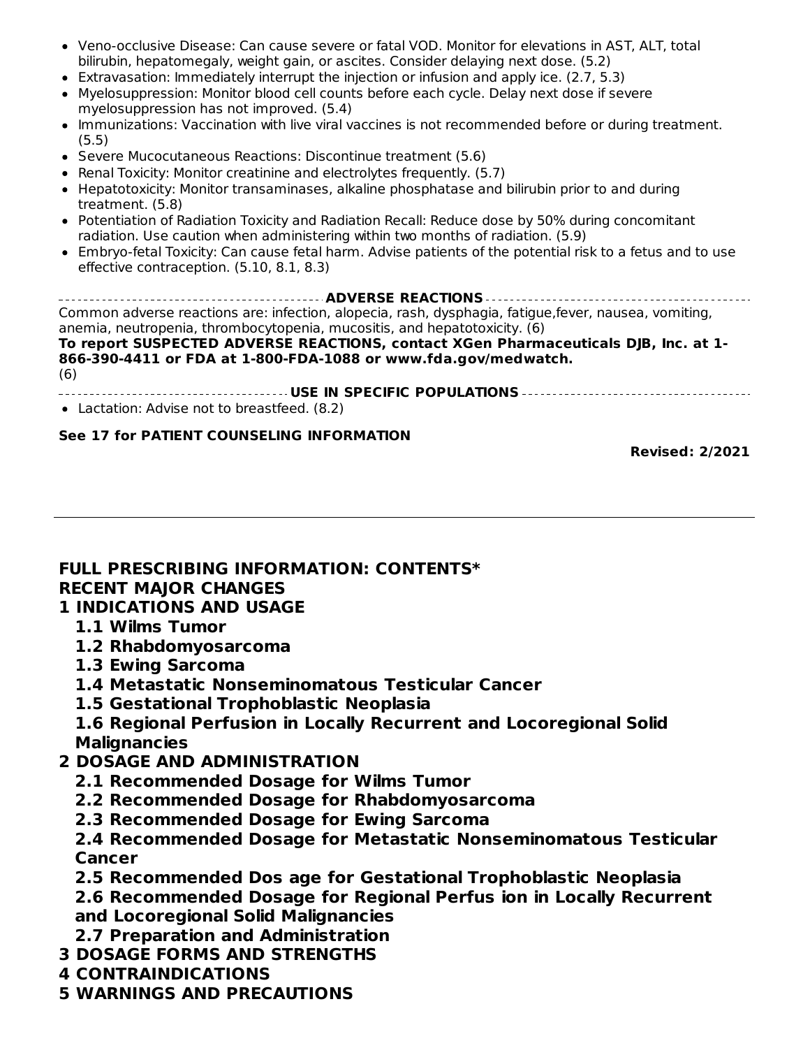- Veno-occlusive Disease: Can cause severe or fatal VOD. Monitor for elevations in AST, ALT, total bilirubin, hepatomegaly, weight gain, or ascites. Consider delaying next dose. (5.2)
- Extravasation: Immediately interrupt the injection or infusion and apply ice. (2.7, 5.3)
- Myelosuppression: Monitor blood cell counts before each cycle. Delay next dose if severe myelosuppression has not improved. (5.4)
- Immunizations: Vaccination with live viral vaccines is not recommended before or during treatment. (5.5)
- Severe Mucocutaneous Reactions: Discontinue treatment (5.6)
- Renal Toxicity: Monitor creatinine and electrolytes frequently. (5.7)
- Hepatotoxicity: Monitor transaminases, alkaline phosphatase and bilirubin prior to and during treatment. (5.8)
- Potentiation of Radiation Toxicity and Radiation Recall: Reduce dose by 50% during concomitant radiation. Use caution when administering within two months of radiation. (5.9)
- Embryo-fetal Toxicity: Can cause fetal harm. Advise patients of the potential risk to a fetus and to use effective contraception. (5.10, 8.1, 8.3)

**ADVERSE REACTIONS**

Common adverse reactions are: infection, alopecia, rash, dysphagia, fatigue,fever, nausea, vomiting, anemia, neutropenia, thrombocytopenia, mucositis, and hepatotoxicity. (6)

**To report SUSPECTED ADVERSE REACTIONS, contact XGen Pharmaceuticals DJB, Inc. at 1-866-390-4411 or FDA at 1-800-FDA-1088 or www.fda.gov/medwatch.**
(6)

**USE IN SPECIFIC POPULATIONS**

- Lactation: Advise not to breastfeed. (8.2)

**See 17 for PATIENT COUNSELING INFORMATION**

**Revised: 2/2021**

---

**FULL PRESCRIBING INFORMATION: CONTENTS***

**RECENT MAJOR CHANGES**

**1 INDICATIONS AND USAGE**
- **1.1 Wilms Tumor**
- **1.2 Rhabdomyosarcoma**
- **1.3 Ewing Sarcoma**
- **1.4 Metastatic Nonseminomatous Testicular Cancer**
- **1.5 Gestational Trophoblastic Neoplasia**
- **1.6 Regional Perfusion in Locally Recurrent and Locoregional Solid Malignancies**

**2 DOSAGE AND ADMINISTRATION**
- **2.1 Recommended Dosage for Wilms Tumor**
- **2.2 Recommended Dosage for Rhabdomyosarcoma**
- **2.3 Recommended Dosage for Ewing Sarcoma**
- **2.4 Recommended Dosage for Metastatic Nonseminomatous Testicular Cancer**
- **2.5 Recommended Dos age for Gestational Trophoblastic Neoplasia**
- **2.6 Recommended Dosage for Regional Perfus ion in Locally Recurrent and Locoregional Solid Malignancies**
- **2.7 Preparation and Administration**

**3 DOSAGE FORMS AND STRENGTHS**

**4 CONTRAINDICATIONS**

**5 WARNINGS AND PRECAUTIONS**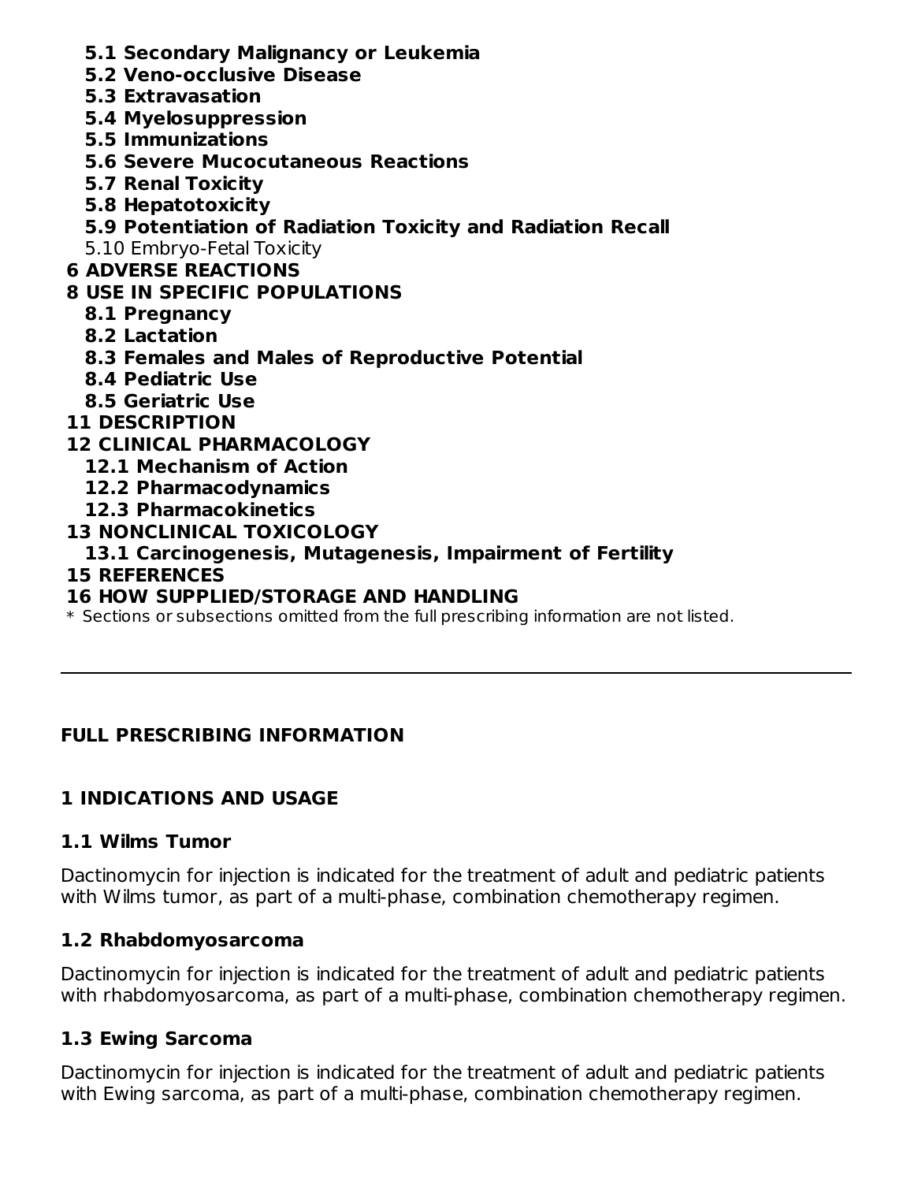**5.1 Secondary Malignancy or Leukemia**
**5.2 Veno-occlusive Disease**
**5.3 Extravasation**
**5.4 Myelosuppression**
**5.5 Immunizations**
**5.6 Severe Mucocutaneous Reactions**
**5.7 Renal Toxicity**
**5.8 Hepatotoxicity**
**5.9 Potentiation of Radiation Toxicity and Radiation Recall**
5.10 Embryo-Fetal Toxicity

**6 ADVERSE REACTIONS**

**8 USE IN SPECIFIC POPULATIONS**
**8.1 Pregnancy**
**8.2 Lactation**
**8.3 Females and Males of Reproductive Potential**
**8.4 Pediatric Use**
**8.5 Geriatric Use**

**11 DESCRIPTION**

**12 CLINICAL PHARMACOLOGY**
**12.1 Mechanism of Action**
**12.2 Pharmacodynamics**
**12.3 Pharmacokinetics**

**13 NONCLINICAL TOXICOLOGY**
**13.1 Carcinogenesis, Mutagenesis, Impairment of Fertility**

**15 REFERENCES**

**16 HOW SUPPLIED/STORAGE AND HANDLING**

* Sections or subsections omitted from the full prescribing information are not listed.

---

## FULL PRESCRIBING INFORMATION

## 1 INDICATIONS AND USAGE

### 1.1 Wilms Tumor

Dactinomycin for injection is indicated for the treatment of adult and pediatric patients with Wilms tumor, as part of a multi-phase, combination chemotherapy regimen.

### 1.2 Rhabdomyosarcoma

Dactinomycin for injection is indicated for the treatment of adult and pediatric patients with rhabdomyosarcoma, as part of a multi-phase, combination chemotherapy regimen.

### 1.3 Ewing Sarcoma

Dactinomycin for injection is indicated for the treatment of adult and pediatric patients with Ewing sarcoma, as part of a multi-phase, combination chemotherapy regimen.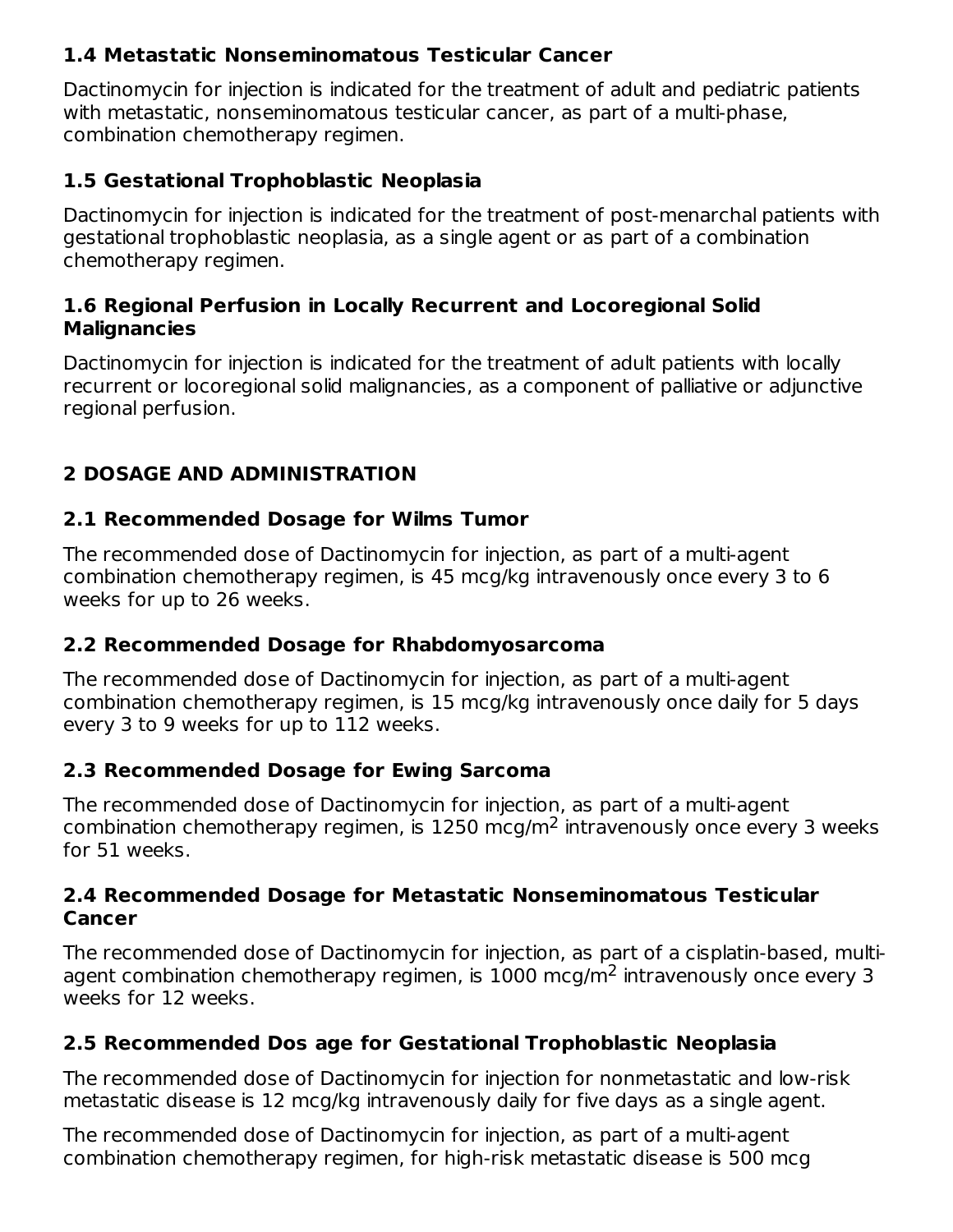### 1.4 Metastatic Nonseminomatous Testicular Cancer

Dactinomycin for injection is indicated for the treatment of adult and pediatric patients with metastatic, nonseminomatous testicular cancer, as part of a multi-phase, combination chemotherapy regimen.

### 1.5 Gestational Trophoblastic Neoplasia

Dactinomycin for injection is indicated for the treatment of post-menarchal patients with gestational trophoblastic neoplasia, as a single agent or as part of a combination chemotherapy regimen.

### 1.6 Regional Perfusion in Locally Recurrent and Locoregional Solid Malignancies

Dactinomycin for injection is indicated for the treatment of adult patients with locally recurrent or locoregional solid malignancies, as a component of palliative or adjunctive regional perfusion.

## 2 DOSAGE AND ADMINISTRATION

### 2.1 Recommended Dosage for Wilms Tumor

The recommended dose of Dactinomycin for injection, as part of a multi-agent combination chemotherapy regimen, is 45 mcg/kg intravenously once every 3 to 6 weeks for up to 26 weeks.

### 2.2 Recommended Dosage for Rhabdomyosarcoma

The recommended dose of Dactinomycin for injection, as part of a multi-agent combination chemotherapy regimen, is 15 mcg/kg intravenously once daily for 5 days every 3 to 9 weeks for up to 112 weeks.

### 2.3 Recommended Dosage for Ewing Sarcoma

The recommended dose of Dactinomycin for injection, as part of a multi-agent combination chemotherapy regimen, is 1250 mcg/m$^2$ intravenously once every 3 weeks for 51 weeks.

### 2.4 Recommended Dosage for Metastatic Nonseminomatous Testicular Cancer

The recommended dose of Dactinomycin for injection, as part of a cisplatin-based, multi-agent combination chemotherapy regimen, is 1000 mcg/m$^2$ intravenously once every 3 weeks for 12 weeks.

### 2.5 Recommended Dos age for Gestational Trophoblastic Neoplasia

The recommended dose of Dactinomycin for injection for nonmetastatic and low-risk metastatic disease is 12 mcg/kg intravenously daily for five days as a single agent.

The recommended dose of Dactinomycin for injection, as part of a multi-agent combination chemotherapy regimen, for high-risk metastatic disease is 500 mcg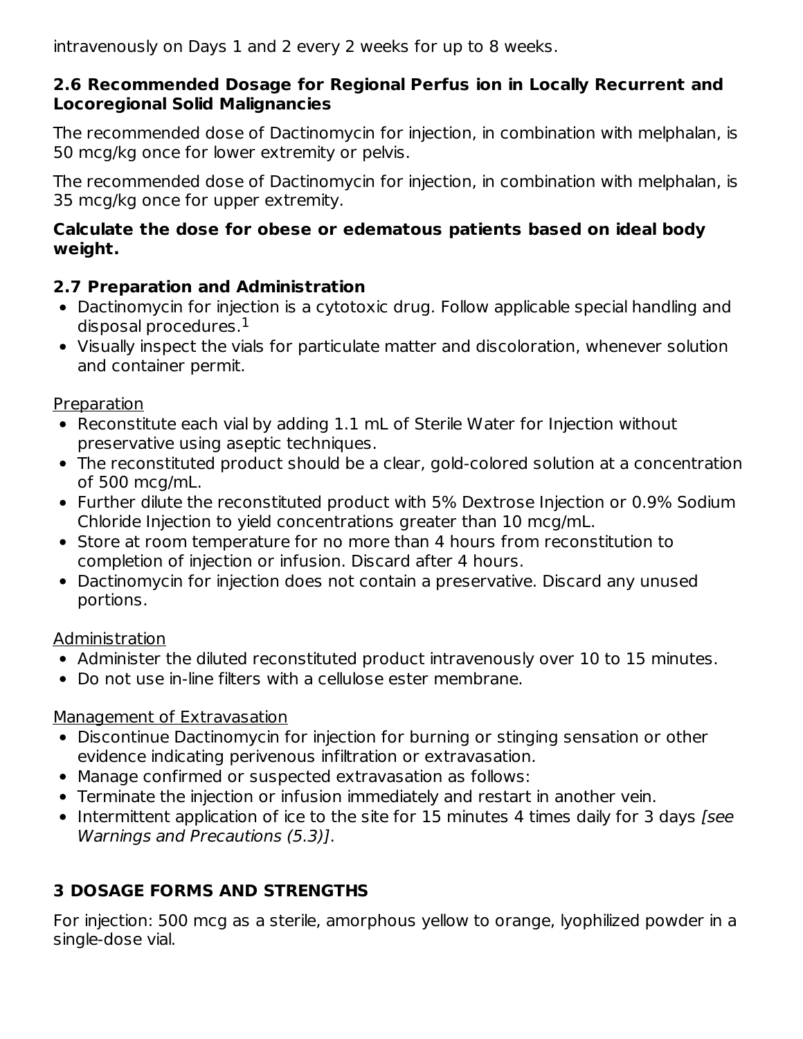intravenously on Days 1 and 2 every 2 weeks for up to 8 weeks.

### 2.6 Recommended Dosage for Regional Perfus ion in Locally Recurrent and Locoregional Solid Malignancies

The recommended dose of Dactinomycin for injection, in combination with melphalan, is 50 mcg/kg once for lower extremity or pelvis.

The recommended dose of Dactinomycin for injection, in combination with melphalan, is 35 mcg/kg once for upper extremity.

**Calculate the dose for obese or edematous patients based on ideal body weight.**

### 2.7 Preparation and Administration

- Dactinomycin for injection is a cytotoxic drug. Follow applicable special handling and disposal procedures.[1]
- Visually inspect the vials for particulate matter and discoloration, whenever solution and container permit.

Preparation

- Reconstitute each vial by adding 1.1 mL of Sterile Water for Injection without preservative using aseptic techniques.
- The reconstituted product should be a clear, gold-colored solution at a concentration of 500 mcg/mL.
- Further dilute the reconstituted product with 5% Dextrose Injection or 0.9% Sodium Chloride Injection to yield concentrations greater than 10 mcg/mL.
- Store at room temperature for no more than 4 hours from reconstitution to completion of injection or infusion. Discard after 4 hours.
- Dactinomycin for injection does not contain a preservative. Discard any unused portions.

Administration

- Administer the diluted reconstituted product intravenously over 10 to 15 minutes.
- Do not use in-line filters with a cellulose ester membrane.

Management of Extravasation

- Discontinue Dactinomycin for injection for burning or stinging sensation or other evidence indicating perivenous infiltration or extravasation.
- Manage confirmed or suspected extravasation as follows:
- Terminate the injection or infusion immediately and restart in another vein.
- Intermittent application of ice to the site for 15 minutes 4 times daily for 3 days *[see Warnings and Precautions (5.3)]*.

## 3 DOSAGE FORMS AND STRENGTHS

For injection: 500 mcg as a sterile, amorphous yellow to orange, lyophilized powder in a single-dose vial.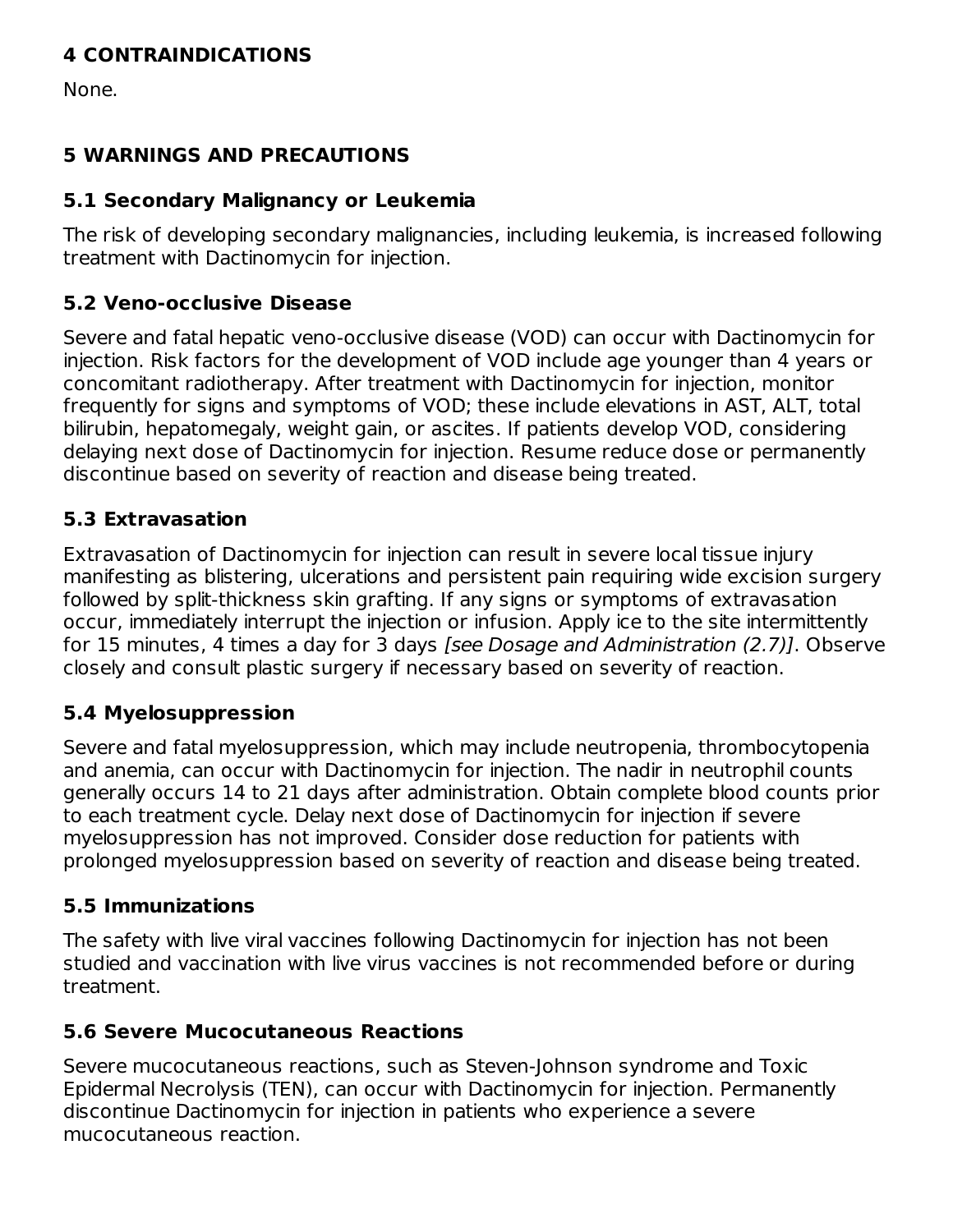## 4 CONTRAINDICATIONS

None.

## 5 WARNINGS AND PRECAUTIONS

### 5.1 Secondary Malignancy or Leukemia

The risk of developing secondary malignancies, including leukemia, is increased following treatment with Dactinomycin for injection.

### 5.2 Veno-occlusive Disease

Severe and fatal hepatic veno-occlusive disease (VOD) can occur with Dactinomycin for injection. Risk factors for the development of VOD include age younger than 4 years or concomitant radiotherapy. After treatment with Dactinomycin for injection, monitor frequently for signs and symptoms of VOD; these include elevations in AST, ALT, total bilirubin, hepatomegaly, weight gain, or ascites. If patients develop VOD, considering delaying next dose of Dactinomycin for injection. Resume reduce dose or permanently discontinue based on severity of reaction and disease being treated.

### 5.3 Extravasation

Extravasation of Dactinomycin for injection can result in severe local tissue injury manifesting as blistering, ulcerations and persistent pain requiring wide excision surgery followed by split-thickness skin grafting. If any signs or symptoms of extravasation occur, immediately interrupt the injection or infusion. Apply ice to the site intermittently for 15 minutes, 4 times a day for 3 days *[see Dosage and Administration (2.7)]*. Observe closely and consult plastic surgery if necessary based on severity of reaction.

### 5.4 Myelosuppression

Severe and fatal myelosuppression, which may include neutropenia, thrombocytopenia and anemia, can occur with Dactinomycin for injection. The nadir in neutrophil counts generally occurs 14 to 21 days after administration. Obtain complete blood counts prior to each treatment cycle. Delay next dose of Dactinomycin for injection if severe myelosuppression has not improved. Consider dose reduction for patients with prolonged myelosuppression based on severity of reaction and disease being treated.

### 5.5 Immunizations

The safety with live viral vaccines following Dactinomycin for injection has not been studied and vaccination with live virus vaccines is not recommended before or during treatment.

### 5.6 Severe Mucocutaneous Reactions

Severe mucocutaneous reactions, such as Steven-Johnson syndrome and Toxic Epidermal Necrolysis (TEN), can occur with Dactinomycin for injection. Permanently discontinue Dactinomycin for injection in patients who experience a severe mucocutaneous reaction.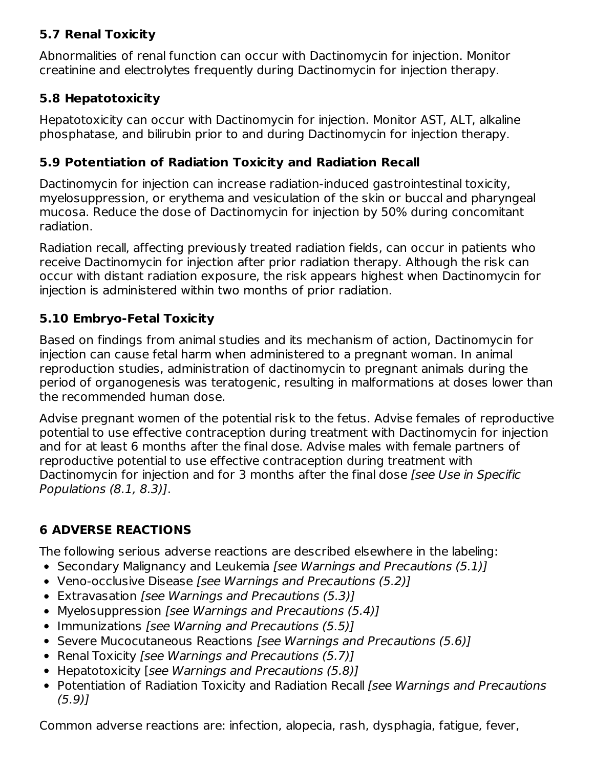### 5.7 Renal Toxicity

Abnormalities of renal function can occur with Dactinomycin for injection. Monitor creatinine and electrolytes frequently during Dactinomycin for injection therapy.

### 5.8 Hepatotoxicity

Hepatotoxicity can occur with Dactinomycin for injection. Monitor AST, ALT, alkaline phosphatase, and bilirubin prior to and during Dactinomycin for injection therapy.

### 5.9 Potentiation of Radiation Toxicity and Radiation Recall

Dactinomycin for injection can increase radiation-induced gastrointestinal toxicity, myelosuppression, or erythema and vesiculation of the skin or buccal and pharyngeal mucosa. Reduce the dose of Dactinomycin for injection by 50% during concomitant radiation.

Radiation recall, affecting previously treated radiation fields, can occur in patients who receive Dactinomycin for injection after prior radiation therapy. Although the risk can occur with distant radiation exposure, the risk appears highest when Dactinomycin for injection is administered within two months of prior radiation.

### 5.10 Embryo-Fetal Toxicity

Based on findings from animal studies and its mechanism of action, Dactinomycin for injection can cause fetal harm when administered to a pregnant woman. In animal reproduction studies, administration of dactinomycin to pregnant animals during the period of organogenesis was teratogenic, resulting in malformations at doses lower than the recommended human dose.

Advise pregnant women of the potential risk to the fetus. Advise females of reproductive potential to use effective contraception during treatment with Dactinomycin for injection and for at least 6 months after the final dose. Advise males with female partners of reproductive potential to use effective contraception during treatment with Dactinomycin for injection and for 3 months after the final dose *[see Use in Specific Populations (8.1, 8.3)]*.

## 6 ADVERSE REACTIONS

The following serious adverse reactions are described elsewhere in the labeling:

- Secondary Malignancy and Leukemia *[see Warnings and Precautions (5.1)]*
- Veno-occlusive Disease *[see Warnings and Precautions (5.2)]*
- Extravasation *[see Warnings and Precautions (5.3)]*
- Myelosuppression *[see Warnings and Precautions (5.4)]*
- Immunizations *[see Warning and Precautions (5.5)]*
- Severe Mucocutaneous Reactions *[see Warnings and Precautions (5.6)]*
- Renal Toxicity *[see Warnings and Precautions (5.7)]*
- Hepatotoxicity [*see Warnings and Precautions (5.8)]*
- Potentiation of Radiation Toxicity and Radiation Recall *[see Warnings and Precautions (5.9)]*

Common adverse reactions are: infection, alopecia, rash, dysphagia, fatigue, fever,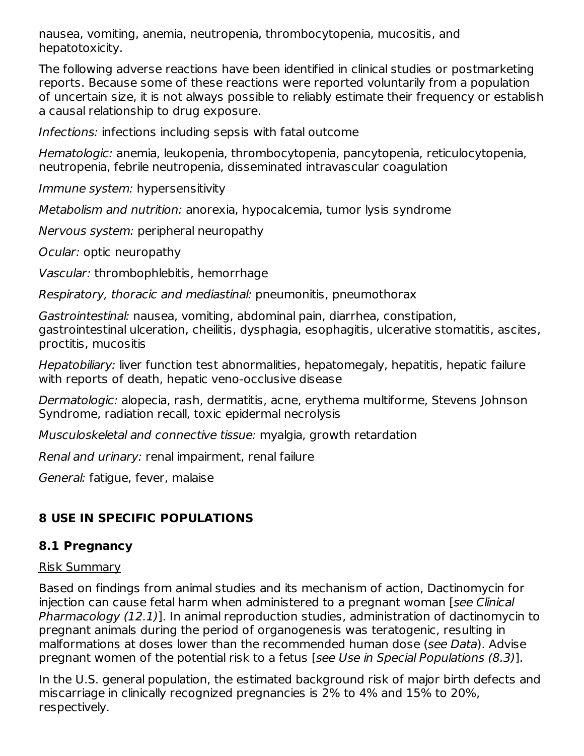nausea, vomiting, anemia, neutropenia, thrombocytopenia, mucositis, and hepatotoxicity.

The following adverse reactions have been identified in clinical studies or postmarketing reports. Because some of these reactions were reported voluntarily from a population of uncertain size, it is not always possible to reliably estimate their frequency or establish a causal relationship to drug exposure.

*Infections:* infections including sepsis with fatal outcome

*Hematologic:* anemia, leukopenia, thrombocytopenia, pancytopenia, reticulocytopenia, neutropenia, febrile neutropenia, disseminated intravascular coagulation

*Immune system:* hypersensitivity

*Metabolism and nutrition:* anorexia, hypocalcemia, tumor lysis syndrome

*Nervous system:* peripheral neuropathy

*Ocular:* optic neuropathy

*Vascular:* thrombophlebitis, hemorrhage

*Respiratory, thoracic and mediastinal:* pneumonitis, pneumothorax

*Gastrointestinal:* nausea, vomiting, abdominal pain, diarrhea, constipation, gastrointestinal ulceration, cheilitis, dysphagia, esophagitis, ulcerative stomatitis, ascites, proctitis, mucositis

*Hepatobiliary:* liver function test abnormalities, hepatomegaly, hepatitis, hepatic failure with reports of death, hepatic veno-occlusive disease

*Dermatologic:* alopecia, rash, dermatitis, acne, erythema multiforme, Stevens Johnson Syndrome, radiation recall, toxic epidermal necrolysis

*Musculoskeletal and connective tissue:* myalgia, growth retardation

*Renal and urinary:* renal impairment, renal failure

*General:* fatigue, fever, malaise

## 8 USE IN SPECIFIC POPULATIONS

### 8.1 Pregnancy

Risk Summary

Based on findings from animal studies and its mechanism of action, Dactinomycin for injection can cause fetal harm when administered to a pregnant woman [*see Clinical Pharmacology (12.1)*]. In animal reproduction studies, administration of dactinomycin to pregnant animals during the period of organogenesis was teratogenic, resulting in malformations at doses lower than the recommended human dose (*see Data*). Advise pregnant women of the potential risk to a fetus [*see Use in Special Populations (8.3)*].

In the U.S. general population, the estimated background risk of major birth defects and miscarriage in clinically recognized pregnancies is 2% to 4% and 15% to 20%, respectively.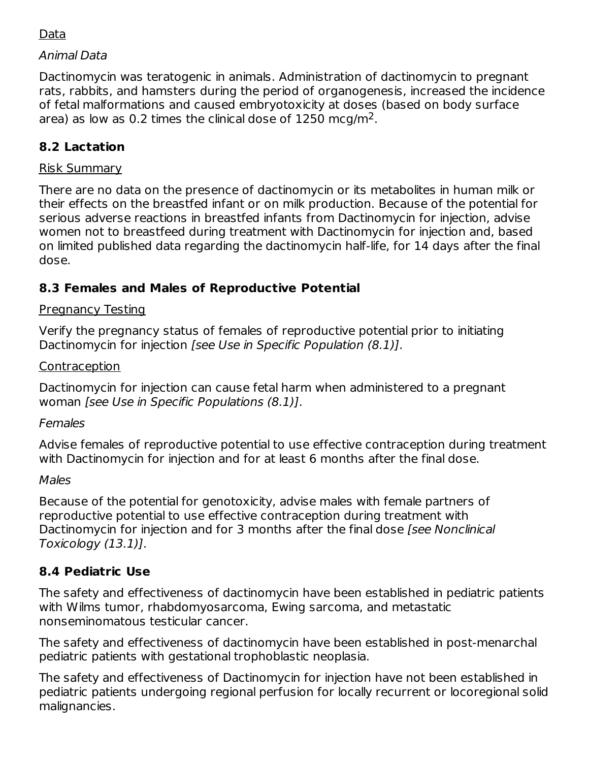Data

*Animal Data*

Dactinomycin was teratogenic in animals. Administration of dactinomycin to pregnant rats, rabbits, and hamsters during the period of organogenesis, increased the incidence of fetal malformations and caused embryotoxicity at doses (based on body surface area) as low as 0.2 times the clinical dose of 1250 mcg/m$^2$.

### 8.2 Lactation

Risk Summary

There are no data on the presence of dactinomycin or its metabolites in human milk or their effects on the breastfed infant or on milk production. Because of the potential for serious adverse reactions in breastfed infants from Dactinomycin for injection, advise women not to breastfeed during treatment with Dactinomycin for injection and, based on limited published data regarding the dactinomycin half-life, for 14 days after the final dose.

### 8.3 Females and Males of Reproductive Potential

Pregnancy Testing

Verify the pregnancy status of females of reproductive potential prior to initiating Dactinomycin for injection *[see Use in Specific Population (8.1)]*.

Contraception

Dactinomycin for injection can cause fetal harm when administered to a pregnant woman *[see Use in Specific Populations (8.1)]*.

*Females*

Advise females of reproductive potential to use effective contraception during treatment with Dactinomycin for injection and for at least 6 months after the final dose.

*Males*

Because of the potential for genotoxicity, advise males with female partners of reproductive potential to use effective contraception during treatment with Dactinomycin for injection and for 3 months after the final dose *[see Nonclinical Toxicology (13.1)]*.

### 8.4 Pediatric Use

The safety and effectiveness of dactinomycin have been established in pediatric patients with Wilms tumor, rhabdomyosarcoma, Ewing sarcoma, and metastatic nonseminomatous testicular cancer.

The safety and effectiveness of dactinomycin have been established in post-menarchal pediatric patients with gestational trophoblastic neoplasia.

The safety and effectiveness of Dactinomycin for injection have not been established in pediatric patients undergoing regional perfusion for locally recurrent or locoregional solid malignancies.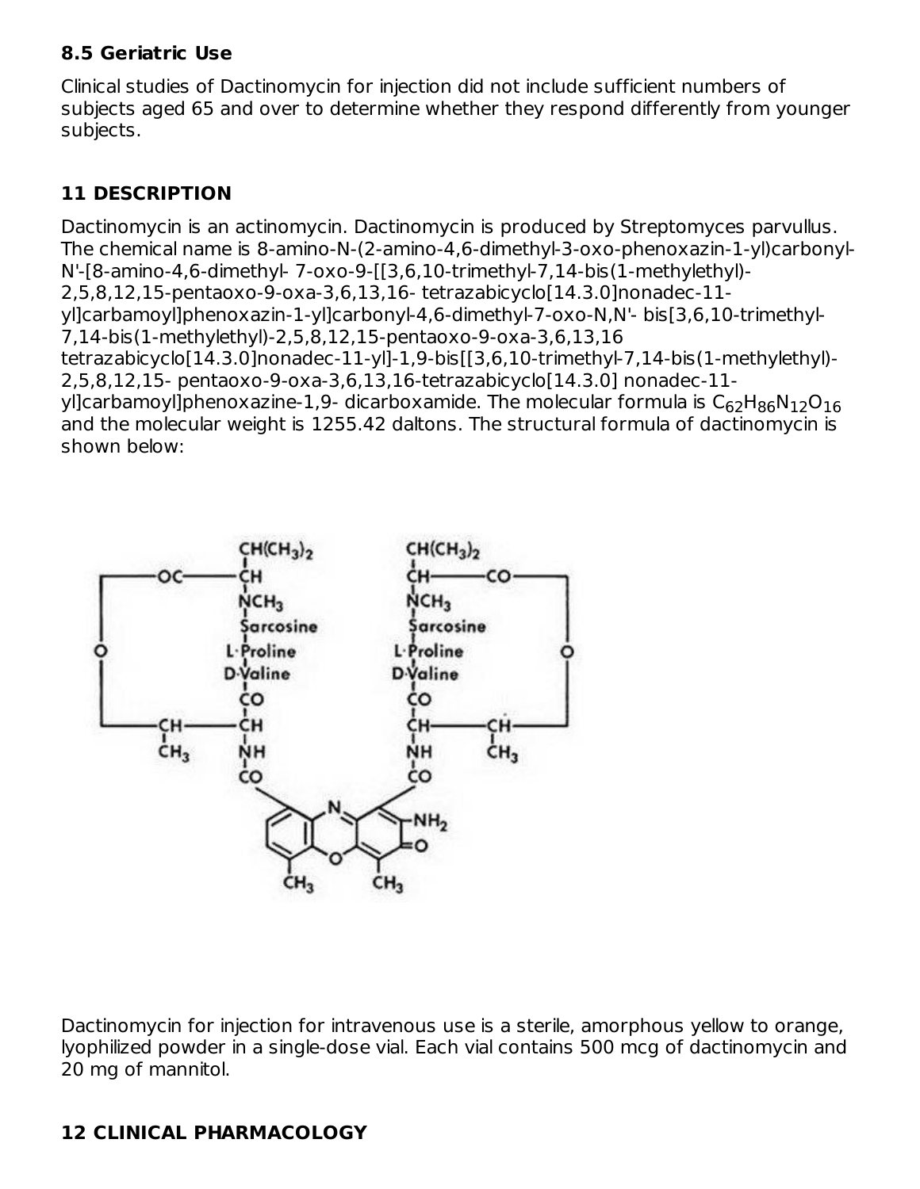### 8.5 Geriatric Use

Clinical studies of Dactinomycin for injection did not include sufficient numbers of subjects aged 65 and over to determine whether they respond differently from younger subjects.

## 11 DESCRIPTION

Dactinomycin is an actinomycin. Dactinomycin is produced by Streptomyces parvullus. The chemical name is 8-amino-N-(2-amino-4,6-dimethyl-3-oxo-phenoxazin-1-yl)carbonyl-N'-[8-amino-4,6-dimethyl- 7-oxo-9-[[3,6,10-trimethyl-7,14-bis(1-methylethyl)-2,5,8,12,15-pentaoxo-9-oxa-3,6,13,16- tetrazabicyclo[14.3.0]nonadec-11-yl]carbamoyl]phenoxazin-1-yl]carbonyl-4,6-dimethyl-7-oxo-N,N'- bis[3,6,10-trimethyl-7,14-bis(1-methylethyl)-2,5,8,12,15-pentaoxo-9-oxa-3,6,13,16 tetrazabicyclo[14.3.0]nonadec-11-yl]-1,9-bis[[3,6,10-trimethyl-7,14-bis(1-methylethyl)-2,5,8,12,15- pentaoxo-9-oxa-3,6,13,16-tetrazabicyclo[14.3.0] nonadec-11-yl]carbamoyl]phenoxazine-1,9- dicarboxamide. The molecular formula is $C_{62}H_{86}N_{12}O_{16}$ and the molecular weight is 1255.42 daltons. The structural formula of dactinomycin is shown below:

Dactinomycin for injection for intravenous use is a sterile, amorphous yellow to orange, lyophilized powder in a single-dose vial. Each vial contains 500 mcg of dactinomycin and 20 mg of mannitol.

## 12 CLINICAL PHARMACOLOGY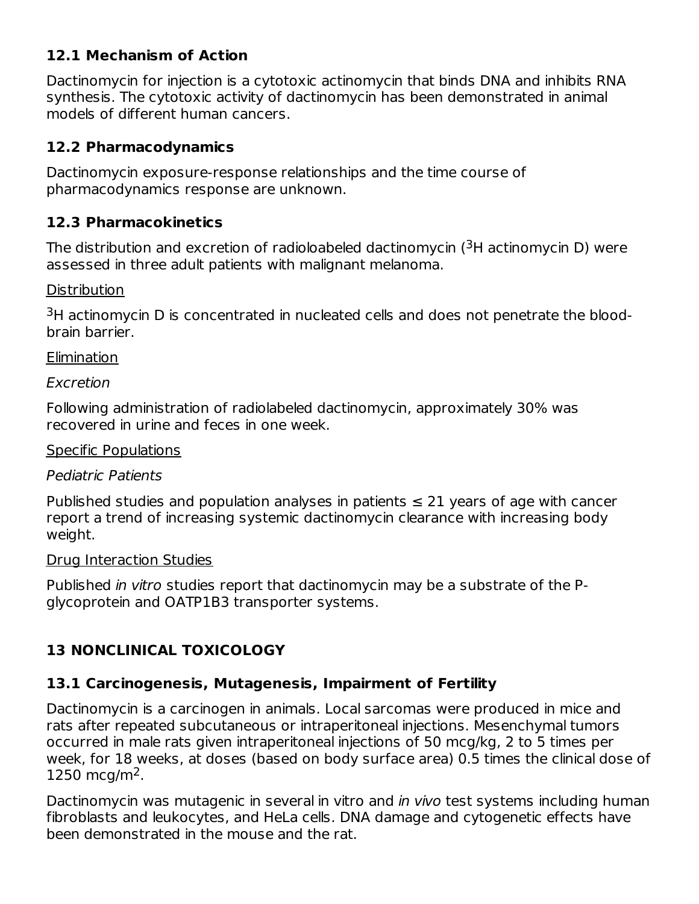### 12.1 Mechanism of Action

Dactinomycin for injection is a cytotoxic actinomycin that binds DNA and inhibits RNA synthesis. The cytotoxic activity of dactinomycin has been demonstrated in animal models of different human cancers.

### 12.2 Pharmacodynamics

Dactinomycin exposure-response relationships and the time course of pharmacodynamics response are unknown.

### 12.3 Pharmacokinetics

The distribution and excretion of radioloabeled dactinomycin ($^{3}$H actinomycin D) were assessed in three adult patients with malignant melanoma.

Distribution

$^{3}$H actinomycin D is concentrated in nucleated cells and does not penetrate the blood-brain barrier.

Elimination

*Excretion*

Following administration of radiolabeled dactinomycin, approximately 30% was recovered in urine and feces in one week.

Specific Populations

*Pediatric Patients*

Published studies and population analyses in patients ≤ 21 years of age with cancer report a trend of increasing systemic dactinomycin clearance with increasing body weight.

Drug Interaction Studies

Published *in vitro* studies report that dactinomycin may be a substrate of the P-glycoprotein and OATP1B3 transporter systems.

## 13 NONCLINICAL TOXICOLOGY

### 13.1 Carcinogenesis, Mutagenesis, Impairment of Fertility

Dactinomycin is a carcinogen in animals. Local sarcomas were produced in mice and rats after repeated subcutaneous or intraperitoneal injections. Mesenchymal tumors occurred in male rats given intraperitoneal injections of 50 mcg/kg, 2 to 5 times per week, for 18 weeks, at doses (based on body surface area) 0.5 times the clinical dose of 1250 mcg/m$^{2}$.

Dactinomycin was mutagenic in several in vitro and *in vivo* test systems including human fibroblasts and leukocytes, and HeLa cells. DNA damage and cytogenetic effects have been demonstrated in the mouse and the rat.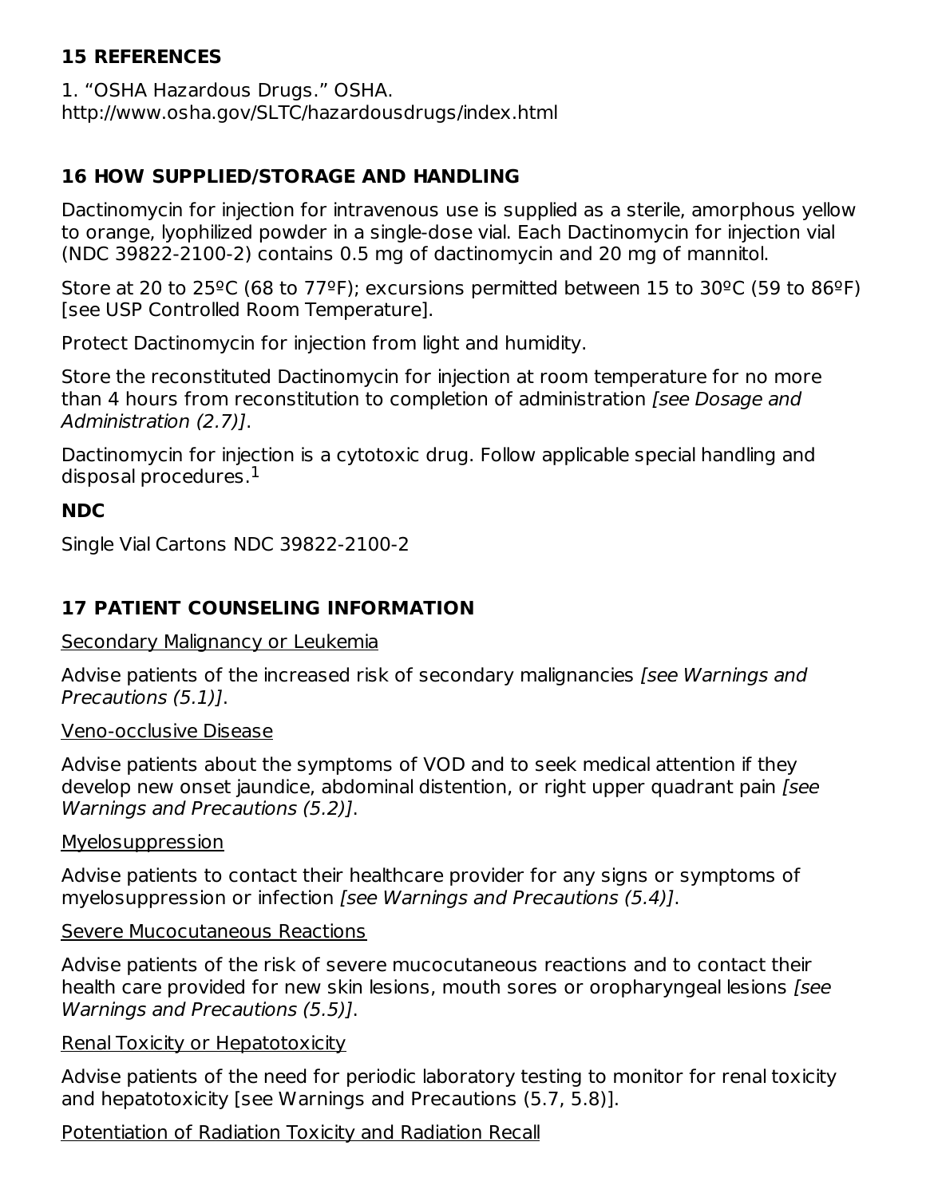## 15 REFERENCES

1. "OSHA Hazardous Drugs." OSHA. http://www.osha.gov/SLTC/hazardousdrugs/index.html

## 16 HOW SUPPLIED/STORAGE AND HANDLING

Dactinomycin for injection for intravenous use is supplied as a sterile, amorphous yellow to orange, lyophilized powder in a single-dose vial. Each Dactinomycin for injection vial (NDC 39822-2100-2) contains 0.5 mg of dactinomycin and 20 mg of mannitol.

Store at 20 to 25ºC (68 to 77ºF); excursions permitted between 15 to 30ºC (59 to 86ºF) [see USP Controlled Room Temperature].

Protect Dactinomycin for injection from light and humidity.

Store the reconstituted Dactinomycin for injection at room temperature for no more than 4 hours from reconstitution to completion of administration *[see Dosage and Administration (2.7)]*.

Dactinomycin for injection is a cytotoxic drug. Follow applicable special handling and disposal procedures.[1]

### NDC

Single Vial Cartons NDC 39822-2100-2

## 17 PATIENT COUNSELING INFORMATION

<u>Secondary Malignancy or Leukemia</u>

Advise patients of the increased risk of secondary malignancies *[see Warnings and Precautions (5.1)]*.

<u>Veno-occlusive Disease</u>

Advise patients about the symptoms of VOD and to seek medical attention if they develop new onset jaundice, abdominal distention, or right upper quadrant pain *[see Warnings and Precautions (5.2)]*.

<u>Myelosuppression</u>

Advise patients to contact their healthcare provider for any signs or symptoms of myelosuppression or infection *[see Warnings and Precautions (5.4)]*.

<u>Severe Mucocutaneous Reactions</u>

Advise patients of the risk of severe mucocutaneous reactions and to contact their health care provided for new skin lesions, mouth sores or oropharyngeal lesions *[see Warnings and Precautions (5.5)]*.

<u>Renal Toxicity or Hepatotoxicity</u>

Advise patients of the need for periodic laboratory testing to monitor for renal toxicity and hepatotoxicity [see Warnings and Precautions (5.7, 5.8)].

<u>Potentiation of Radiation Toxicity and Radiation Recall</u>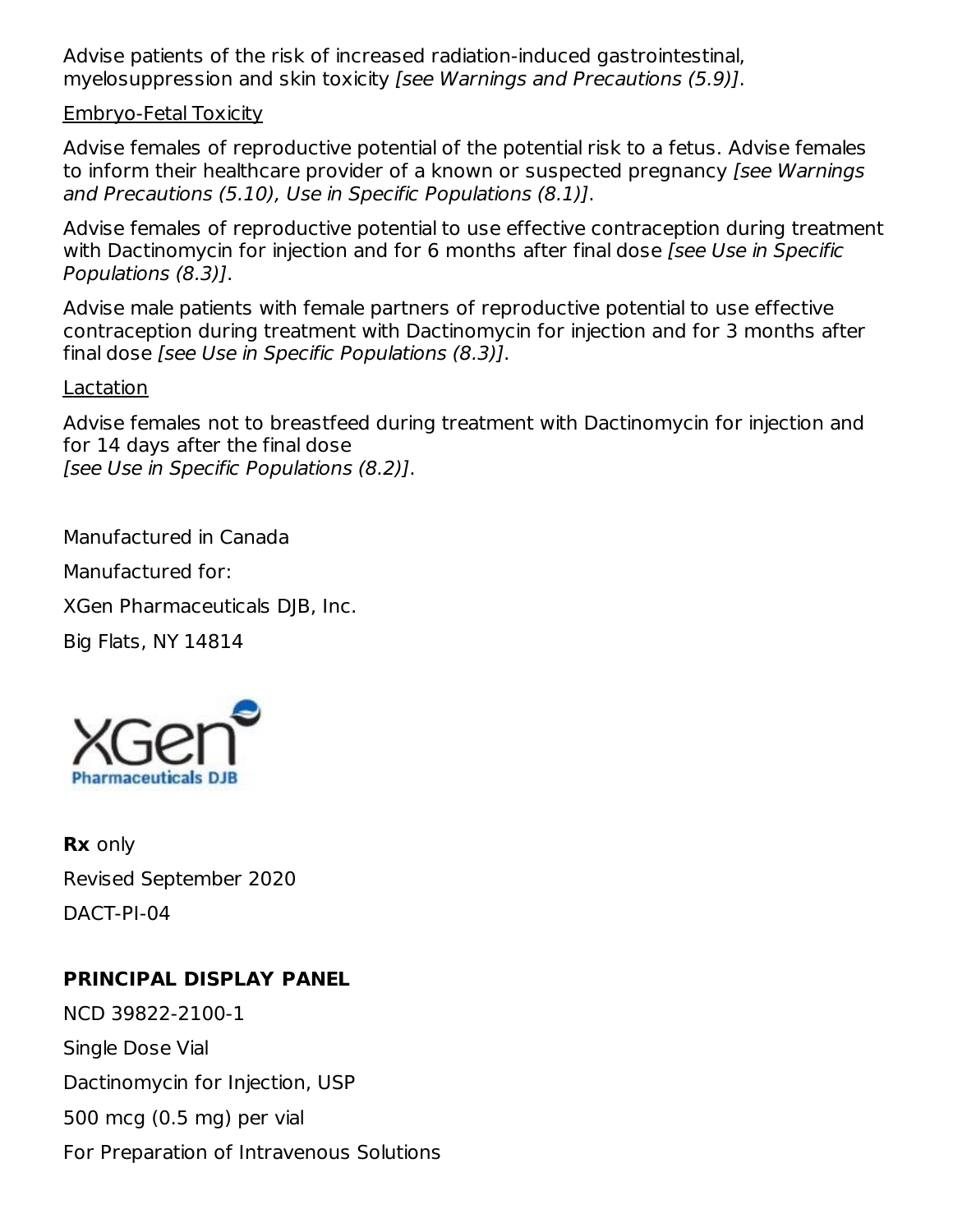Advise patients of the risk of increased radiation-induced gastrointestinal, myelosuppression and skin toxicity *[see Warnings and Precautions (5.9)]*.

Embryo-Fetal Toxicity

Advise females of reproductive potential of the potential risk to a fetus. Advise females to inform their healthcare provider of a known or suspected pregnancy *[see Warnings and Precautions (5.10), Use in Specific Populations (8.1)]*.

Advise females of reproductive potential to use effective contraception during treatment with Dactinomycin for injection and for 6 months after final dose *[see Use in Specific Populations (8.3)]*.

Advise male patients with female partners of reproductive potential to use effective contraception during treatment with Dactinomycin for injection and for 3 months after final dose *[see Use in Specific Populations (8.3)]*.

Lactation

Advise females not to breastfeed during treatment with Dactinomycin for injection and for 14 days after the final dose
*[see Use in Specific Populations (8.2)]*.

Manufactured in Canada

Manufactured for:

XGen Pharmaceuticals DJB, Inc.

Big Flats, NY 14814

XGen Pharmaceuticals DJB

**Rx** only

Revised September 2020

DACT-PI-04

**PRINCIPAL DISPLAY PANEL**

NCD 39822-2100-1

Single Dose Vial

Dactinomycin for Injection, USP

500 mcg (0.5 mg) per vial

For Preparation of Intravenous Solutions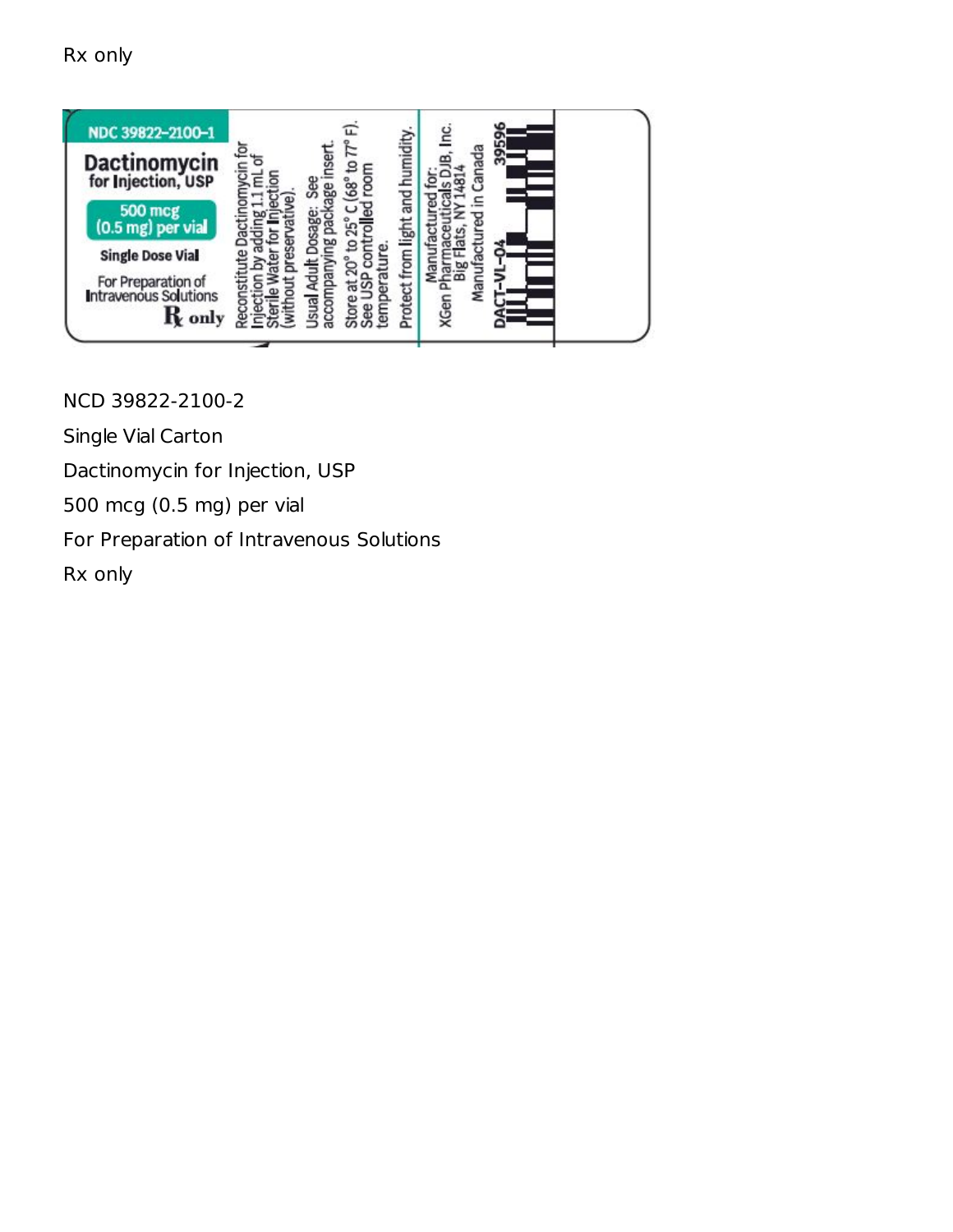Rx only

NDC 39822-2100-1

**Dactinomycin** for Injection, USP

500 mcg (0.5 mg) per vial

Single Dose Vial

For Preparation of Intravenous Solutions

Rx only

Reconstitute Dactinomycin for Injection by adding 1.1 mL of Sterile Water for Injection (without preservative).

Usual Adult Dosage: See accompanying package insert.

Store at 20° to 25° C (68° to 77° F). See USP controlled room temperature.

Protect from light and humidity.

Manufactured for: XGen Pharmaceuticals DJB, Inc. Big Flats, NY 14814

Manufactured in Canada

DACT-VL-04

39596

NCD 39822-2100-2

Single Vial Carton

Dactinomycin for Injection, USP

500 mcg (0.5 mg) per vial

For Preparation of Intravenous Solutions

Rx only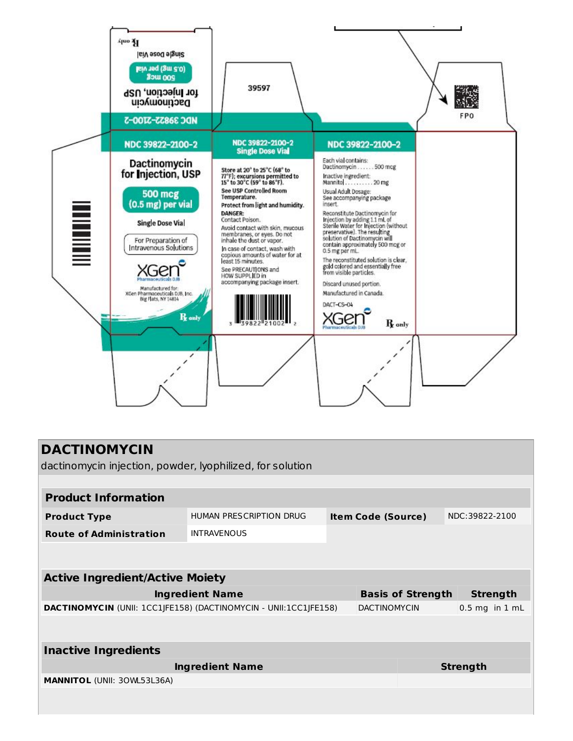NDC 39822-2100-2

Dactinomycin for Injection, USP

500 mcg (0.5 mg) per vial

Single Dose Vial

Rx only

NDC 39822-2100-2

Dactinomycin for Injection, USP

500 mcg (0.5 mg) per vial

Single Dose Vial

For Preparation of Intravenous Solutions

XGen Pharmaceuticals DJB

Manufactured for:
XGen Pharmaceuticals DJB, Inc.
Big Flats, NY 14814

Rx only

39597

NDC 39822-2100-2
Single Dose Vial

Store at 20° to 25°C (68° to 77°F); excursions permitted to 15° to 30°C (59° to 86°F).
See USP Controlled Room Temperature.
Protect from light and humidity.

DANGER:
Contact Poison.

Avoid contact with skin, mucous membranes, or eyes. Do not inhale the dust or vapor.

In case of contact, wash with copious amounts of water for at least 15 minutes.

See PRECAUTIONS and HOW SUPPLIED in accompanying package insert.

3 39822 21002 2

NDC 39822-2100-2

Each vial contains:
Dactinomycin ...... 500 mcg

Inactive ingredient:
Mannitol .......... 20 mg

Usual Adult Dosage:
See accompanying package insert.

Reconstitute Dactinomycin for Injection by adding 1.1 mL of Sterile Water for Injection (without preservative). The resulting solution of Dactinomycin will contain approximately 500 mcg or 0.5 mg per mL.

The reconstituted solution is clear, gold colored and essentially free from visible particles.

Discard unused portion.

Manufactured in Canada.

DACT-CS-04

XGen Pharmaceuticals DJB

Rx only

FPO

# DACTINOMYCIN

dactinomycin injection, powder, lyophilized, for solution

## Product Information

| Product Type | HUMAN PRESCRIPTION DRUG | Item Code (Source) | NDC:39822-2100 |
|---|---|---|---|
| Route of Administration | INTRAVENOUS | | |

## Active Ingredient/Active Moiety

| Ingredient Name | Basis of Strength | Strength |
|---|---|---|
| **DACTINOMYCIN** (UNII: 1CC1JFE158) (DACTINOMYCIN - UNII:1CC1JFE158) | DACTINOMYCIN | 0.5 mg in 1 mL |

## Inactive Ingredients

| Ingredient Name | Strength |
|---|---|
| **MANNITOL** (UNII: 3OWL53L36A) | |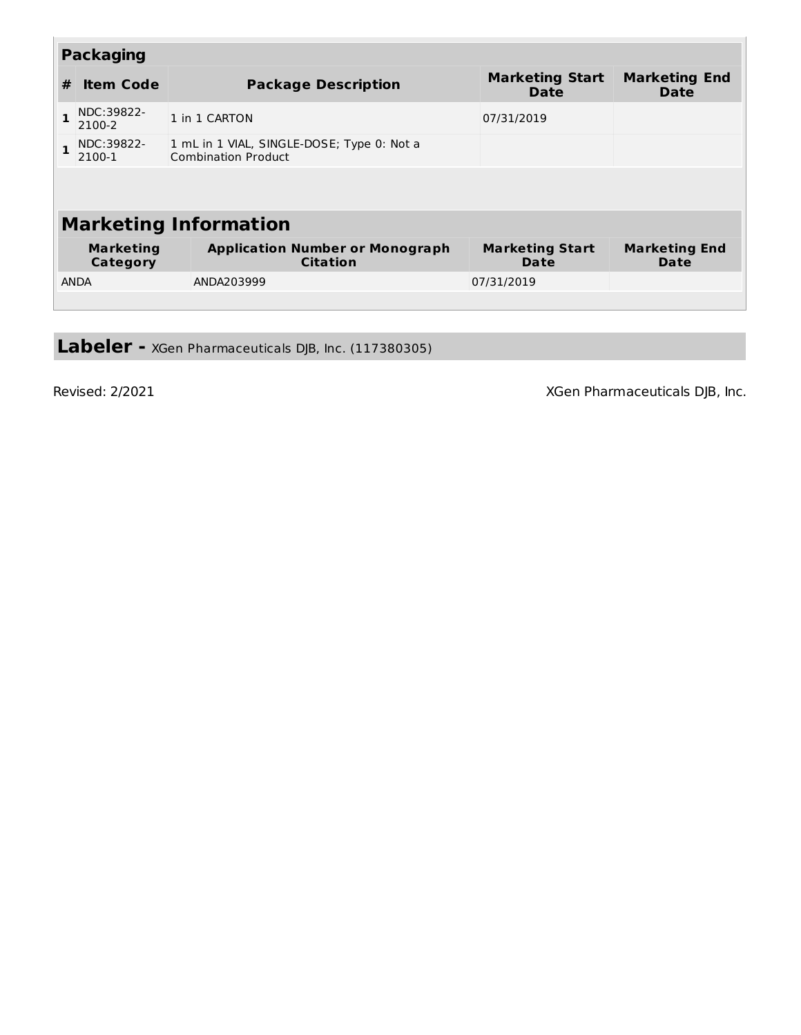## Packaging

| # | Item Code | Package Description | Marketing Start Date | Marketing End Date |
|---|---|---|---|---|
| 1 | NDC:39822-2100-2 | 1 in 1 CARTON | 07/31/2019 | |
| 1 | NDC:39822-2100-1 | 1 mL in 1 VIAL, SINGLE-DOSE; Type 0: Not a Combination Product | | |

## Marketing Information

| Marketing Category | Application Number or Monograph Citation | Marketing Start Date | Marketing End Date |
|---|---|---|---|
| ANDA | ANDA203999 | 07/31/2019 | |

## Labeler - XGen Pharmaceuticals DJB, Inc. (117380305)

Revised: 2/2021

XGen Pharmaceuticals DJB, Inc.